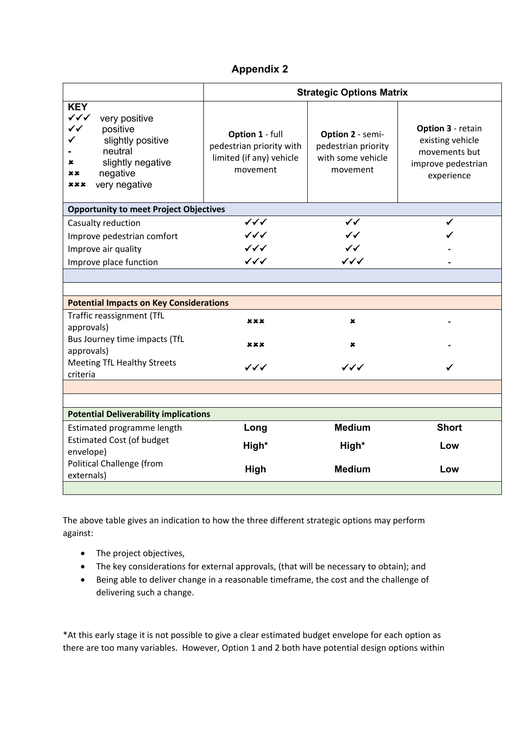# Appendix 2

| | Strategic Options Matrix | | |
|---|---|---|---|
| **KEY**<br>✓✓✓ very positive<br>✓✓ positive<br>✓ slightly positive<br>- neutral<br>✖ slightly negative<br>✖✖ negative<br>✖✖✖ very negative | **Option 1** - full pedestrian priority with limited (if any) vehicle movement | **Option 2** - semi-pedestrian priority with some vehicle movement | **Option 3** - retain existing vehicle movements but improve pedestrian experience |
| **Opportunity to meet Project Objectives** | | | |
| Casualty reduction | ✓✓✓ | ✓✓ | ✓ |
| Improve pedestrian comfort | ✓✓✓ | ✓✓ | ✓ |
| Improve air quality | ✓✓✓ | ✓✓ | - |
| Improve place function | ✓✓✓ | ✓✓✓ | - |
| **Potential Impacts on Key Considerations** | | | |
| Traffic reassignment (TfL approvals) | ✖✖✖ | ✖ | - |
| Bus Journey time impacts (TfL approvals) | ✖✖✖ | ✖ | - |
| Meeting TfL Healthy Streets criteria | ✓✓✓ | ✓✓✓ | ✓ |
| **Potential Deliverability implications** | | | |
| Estimated programme length | **Long** | **Medium** | **Short** |
| Estimated Cost (of budget envelope) | **High*** | **High*** | **Low** |
| Political Challenge (from externals) | **High** | **Medium** | **Low** |

The above table gives an indication to how the three different strategic options may perform against:

- The project objectives,
- The key considerations for external approvals, (that will be necessary to obtain); and
- Being able to deliver change in a reasonable timeframe, the cost and the challenge of delivering such a change.

*At this early stage it is not possible to give a clear estimated budget envelope for each option as there are too many variables. However, Option 1 and 2 both have potential design options within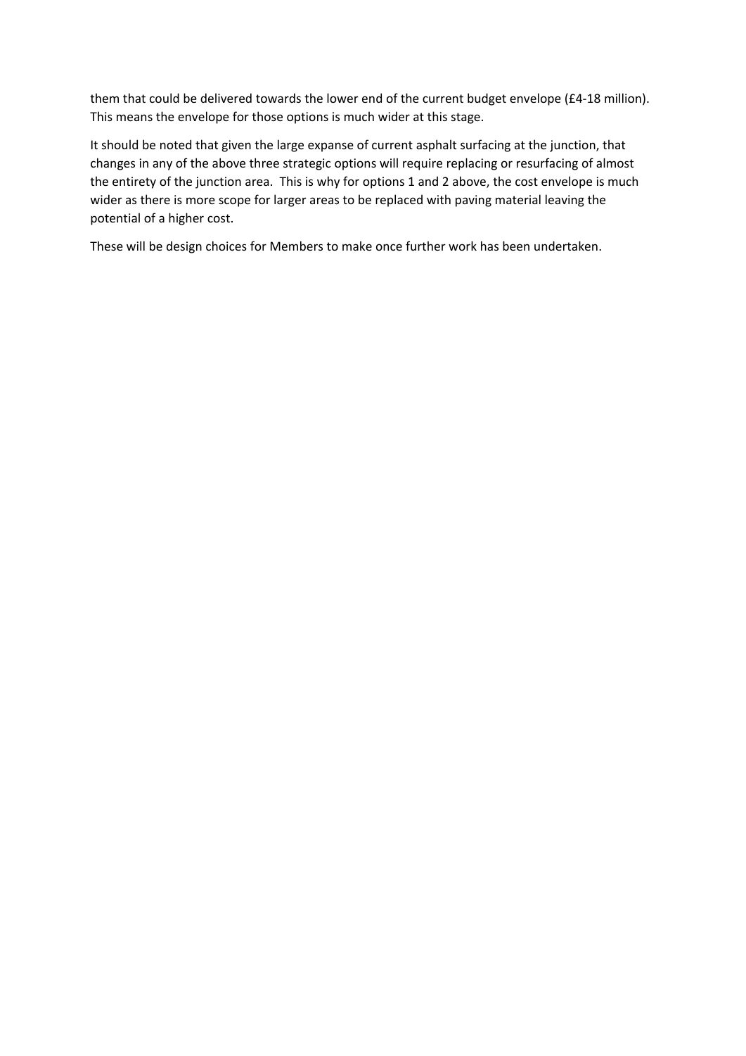them that could be delivered towards the lower end of the current budget envelope (£4-18 million). This means the envelope for those options is much wider at this stage.

It should be noted that given the large expanse of current asphalt surfacing at the junction, that changes in any of the above three strategic options will require replacing or resurfacing of almost the entirety of the junction area. This is why for options 1 and 2 above, the cost envelope is much wider as there is more scope for larger areas to be replaced with paving material leaving the potential of a higher cost.

These will be design choices for Members to make once further work has been undertaken.